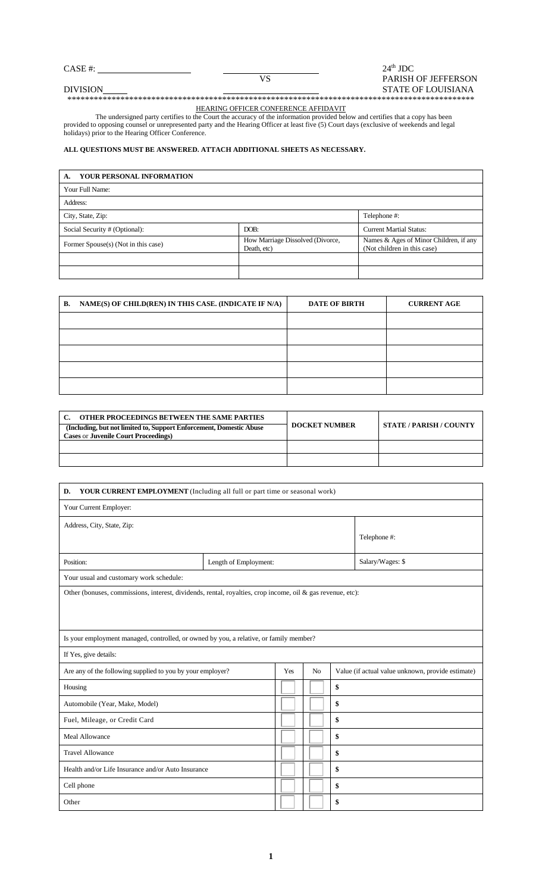CASE #: ____________________ &nbsp;&nbsp;&nbsp;&nbsp; ____________________ &nbsp;&nbsp;&nbsp;&nbsp; 24th JDC

VS &nbsp;&nbsp;&nbsp;&nbsp; PARISH OF JEFFERSON

DIVISION_____ &nbsp;&nbsp;&nbsp;&nbsp; ____________________ &nbsp;&nbsp;&nbsp;&nbsp; STATE OF LOUISIANA

*****************************************************************************************************

HEARING OFFICER CONFERENCE AFFIDAVIT

The undersigned party certifies to the Court the accuracy of the information provided below and certifies that a copy has been provided to opposing counsel or unrepresented party and the Hearing Officer at least five (5) Court days (exclusive of weekends and legal holidays) prior to the Hearing Officer Conference.

**ALL QUESTIONS MUST BE ANSWERED. ATTACH ADDITIONAL SHEETS AS NECESSARY.**

| **A. YOUR PERSONAL INFORMATION** | | |
|---|---|---|
| Your Full Name: | | |
| Address: | | |
| City, State, Zip: | | Telephone #: |
| Social Security # (Optional): | DOB: | Current Martial Status: |
| Former Spouse(s) (Not in this case) | How Marriage Dissolved (Divorce, Death, etc) | Names & Ages of Minor Children, if any (Not children in this case) |
| | | |
| | | |

| **B. NAME(S) OF CHILD(REN) IN THIS CASE. (INDICATE IF N/A)** | **DATE OF BIRTH** | **CURRENT AGE** |
|---|---|---|
| | | |
| | | |
| | | |
| | | |
| | | |

| **C. OTHER PROCEEDINGS BETWEEN THE SAME PARTIES (Including, but not limited to, Support Enforcement, Domestic Abuse Cases or Juvenile Court Proceedings)** | **DOCKET NUMBER** | **STATE / PARISH / COUNTY** |
|---|---|---|
| | | |
| | | |

| **D. YOUR CURRENT EMPLOYMENT** (Including all full or part time or seasonal work) | | | | |
|---|---|---|---|---|
| Your Current Employer: | | | | |
| Address, City, State, Zip: | | | | Telephone #: |
| Position: | Length of Employment: | | | Salary/Wages: $ |
| Your usual and customary work schedule: | | | | |
| Other (bonuses, commissions, interest, dividends, rental, royalties, crop income, oil & gas revenue, etc): | | | | |
| Is your employment managed, controlled, or owned by you, a relative, or family member? | | | | |
| If Yes, give details: | | | | |
| Are any of the following supplied to you by your employer? | | Yes | No | Value (if actual value unknown, provide estimate) |
| Housing | | | | $ |
| Automobile (Year, Make, Model) | | | | $ |
| Fuel, Mileage, or Credit Card | | | | $ |
| Meal Allowance | | | | $ |
| Travel Allowance | | | | $ |
| Health and/or Life Insurance and/or Auto Insurance | | | | $ |
| Cell phone | | | | $ |
| Other | | | | $ |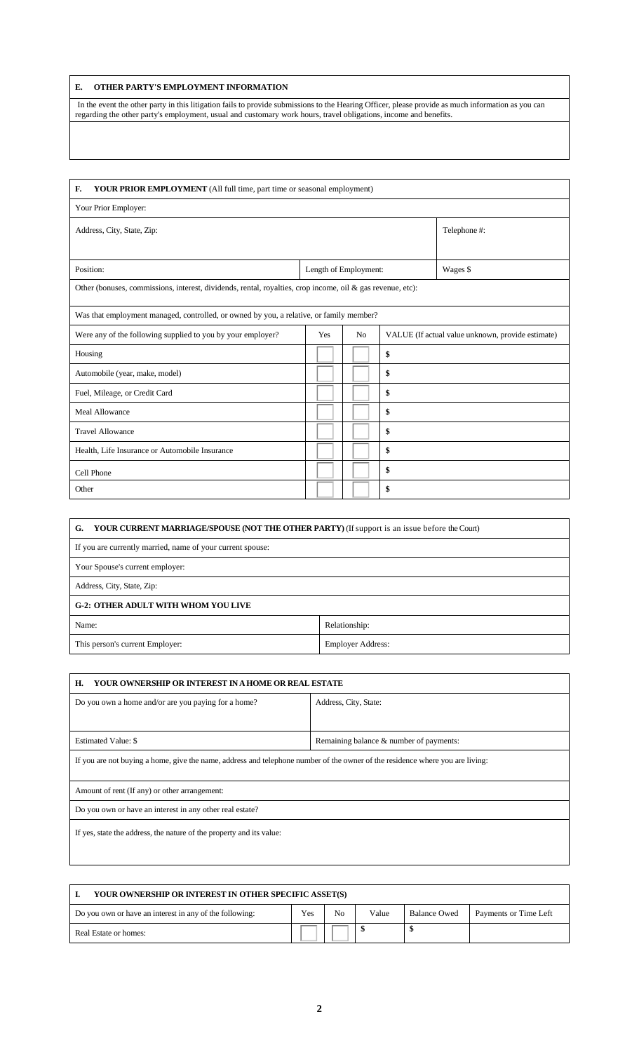## E. OTHER PARTY'S EMPLOYMENT INFORMATION

In the event the other party in this litigation fails to provide submissions to the Hearing Officer, please provide as much information as you can regarding the other party's employment, usual and customary work hours, travel obligations, income and benefits.

## F. YOUR PRIOR EMPLOYMENT (All full time, part time or seasonal employment)

Your Prior Employer:

| Address, City, State, Zip: | | | Telephone #: |
|---|---|---|---|
| Position: | Length of Employment: | | Wages $ |

Other (bonuses, commissions, interest, dividends, rental, royalties, crop income, oil & gas revenue, etc):

Was that employment managed, controlled, or owned by you, a relative, or family member?

| Were any of the following supplied to you by your employer? | Yes | No | VALUE (If actual value unknown, provide estimate) |
|---|---|---|---|
| Housing | | | $ |
| Automobile (year, make, model) | | | $ |
| Fuel, Mileage, or Credit Card | | | $ |
| Meal Allowance | | | $ |
| Travel Allowance | | | $ |
| Health, Life Insurance or Automobile Insurance | | | $ |
| Cell Phone | | | $ |
| Other | | | $ |

## G. YOUR CURRENT MARRIAGE/SPOUSE (NOT THE OTHER PARTY) (If support is an issue before the Court)

If you are currently married, name of your current spouse:

Your Spouse's current employer:

Address, City, State, Zip:

### G-2: OTHER ADULT WITH WHOM YOU LIVE

| Name: | Relationship: |
|---|---|
| This person's current Employer: | Employer Address: |

## H. YOUR OWNERSHIP OR INTEREST IN A HOME OR REAL ESTATE

| Do you own a home and/or are you paying for a home? | Address, City, State: |
|---|---|
| Estimated Value: $ | Remaining balance & number of payments: |

If you are not buying a home, give the name, address and telephone number of the owner of the residence where you are living:

Amount of rent (If any) or other arrangement:

Do you own or have an interest in any other real estate?

If yes, state the address, the nature of the property and its value:

## I. YOUR OWNERSHIP OR INTEREST IN OTHER SPECIFIC ASSET(S)

| Do you own or have an interest in any of the following: | Yes | No | Value | Balance Owed | Payments or Time Left |
|---|---|---|---|---|---|
| Real Estate or homes: | | | $ | $ | |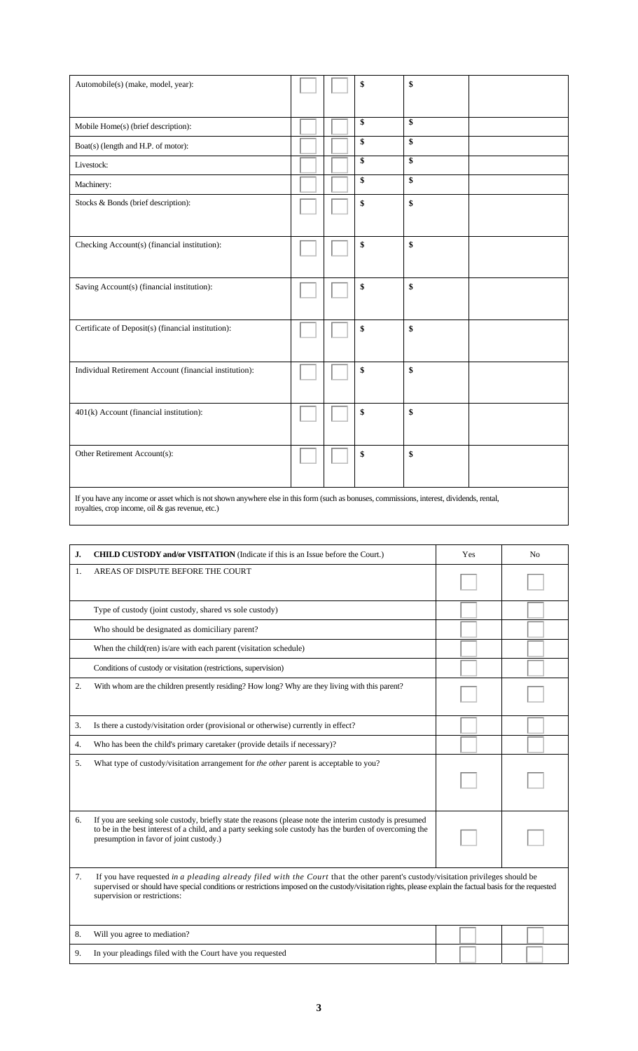| Asset | | | | | |
|---|---|---|---|---|---|
| Automobile(s) (make, model, year): | ☐ | ☐ | $ | $ | |
| Mobile Home(s) (brief description): | ☐ | ☐ | $ | $ | |
| Boat(s) (length and H.P. of motor): | ☐ | ☐ | $ | $ | |
| Livestock: | ☐ | ☐ | $ | $ | |
| Machinery: | ☐ | ☐ | $ | $ | |
| Stocks & Bonds (brief description): | ☐ | ☐ | $ | $ | |
| Checking Account(s) (financial institution): | ☐ | ☐ | $ | $ | |
| Saving Account(s) (financial institution): | ☐ | ☐ | $ | $ | |
| Certificate of Deposit(s) (financial institution): | ☐ | ☐ | $ | $ | |
| Individual Retirement Account (financial institution): | ☐ | ☐ | $ | $ | |
| 401(k) Account (financial institution): | ☐ | ☐ | $ | $ | |
| Other Retirement Account(s): | ☐ | ☐ | $ | $ | |

If you have any income or asset which is not shown anywhere else in this form (such as bonuses, commissions, interest, dividends, rental, royalties, crop income, oil & gas revenue, etc.)

| J. | **CHILD CUSTODY and/or VISITATION** (Indicate if this is an Issue before the Court.) | Yes | No |
|---|---|---|---|
| 1. | AREAS OF DISPUTE BEFORE THE COURT | ☐ | ☐ |
| | Type of custody (joint custody, shared vs sole custody) | ☐ | ☐ |
| | Who should be designated as domiciliary parent? | ☐ | ☐ |
| | When the child(ren) is/are with each parent (visitation schedule) | ☐ | ☐ |
| | Conditions of custody or visitation (restrictions, supervision) | ☐ | ☐ |
| 2. | With whom are the children presently residing? How long? Why are they living with this parent? | ☐ | ☐ |
| 3. | Is there a custody/visitation order (provisional or otherwise) currently in effect? | ☐ | ☐ |
| 4. | Who has been the child's primary caretaker (provide details if necessary)? | ☐ | ☐ |
| 5. | What type of custody/visitation arrangement for *the other* parent is acceptable to you? | ☐ | ☐ |
| 6. | If you are seeking sole custody, briefly state the reasons (please note the interim custody is presumed to be in the best interest of a child, and a party seeking sole custody has the burden of overcoming the presumption in favor of joint custody.) | ☐ | ☐ |
| 7. | If you have requested *in a pleading already filed with the Court* that the other parent's custody/visitation privileges should be supervised or should have special conditions or restrictions imposed on the custody/visitation rights, please explain the factual basis for the requested supervision or restrictions: | | |
| 8. | Will you agree to mediation? | ☐ | ☐ |
| 9. | In your pleadings filed with the Court have you requested | ☐ | ☐ |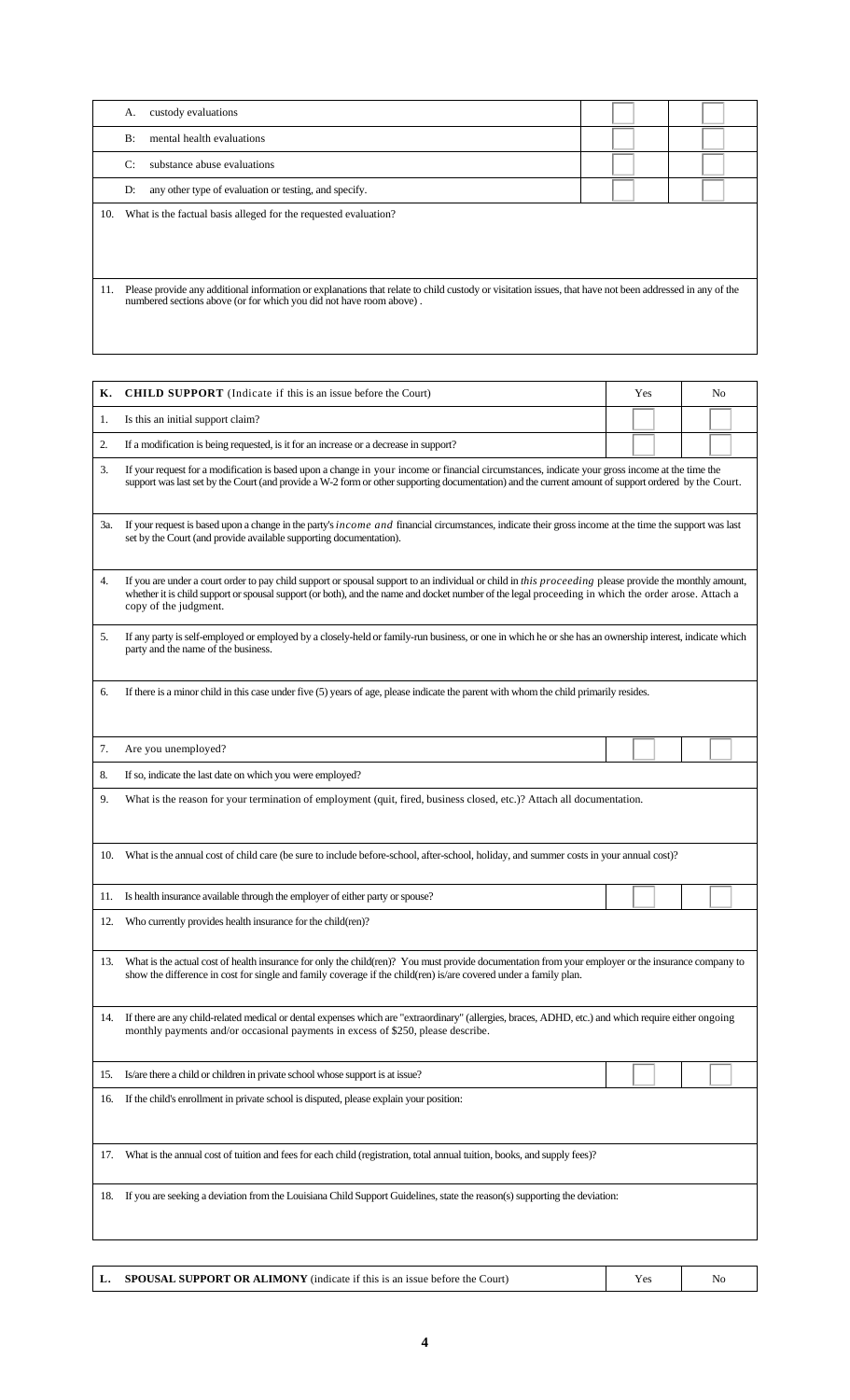| | | | |
|---|---|---|---|
| | A. custody evaluations | | |
| | B: mental health evaluations | | |
| | C: substance abuse evaluations | | |
| | D: any other type of evaluation or testing, and specify. | | |
| 10. | What is the factual basis alleged for the requested evaluation? | | |
| 11. | Please provide any additional information or explanations that relate to child custody or visitation issues, that have not been addressed in any of the numbered sections above (or for which you did not have room above) . | | |

| K. | **CHILD SUPPORT** (Indicate if this is an issue before the Court) | Yes | No |
|---|---|---|---|
| 1. | Is this an initial support claim? | | |
| 2. | If a modification is being requested, is it for an increase or a decrease in support? | | |
| 3. | If your request for a modification is based upon a change in your income or financial circumstances, indicate your gross income at the time the support was last set by the Court (and provide a W-2 form or other supporting documentation) and the current amount of support ordered by the Court. | | |
| 3a. | If your request is based upon a change in the party's *income and* financial circumstances, indicate their gross income at the time the support was last set by the Court (and provide available supporting documentation). | | |
| 4. | If you are under a court order to pay child support or spousal support to an individual or child in *this proceeding* please provide the monthly amount, whether it is child support or spousal support (or both), and the name and docket number of the legal proceeding in which the order arose. Attach a copy of the judgment. | | |
| 5. | If any party is self-employed or employed by a closely-held or family-run business, or one in which he or she has an ownership interest, indicate which party and the name of the business. | | |
| 6. | If there is a minor child in this case under five (5) years of age, please indicate the parent with whom the child primarily resides. | | |
| 7. | Are you unemployed? | | |
| 8. | If so, indicate the last date on which you were employed? | | |
| 9. | What is the reason for your termination of employment (quit, fired, business closed, etc.)? Attach all documentation. | | |
| 10. | What is the annual cost of child care (be sure to include before-school, after-school, holiday, and summer costs in your annual cost)? | | |
| 11. | Is health insurance available through the employer of either party or spouse? | | |
| 12. | Who currently provides health insurance for the child(ren)? | | |
| 13. | What is the actual cost of health insurance for only the child(ren)? You must provide documentation from your employer or the insurance company to show the difference in cost for single and family coverage if the child(ren) is/are covered under a family plan. | | |
| 14. | If there are any child-related medical or dental expenses which are "extraordinary" (allergies, braces, ADHD, etc.) and which require either ongoing monthly payments and/or occasional payments in excess of $250, please describe. | | |
| 15. | Is/are there a child or children in private school whose support is at issue? | | |
| 16. | If the child's enrollment in private school is disputed, please explain your position: | | |
| 17. | What is the annual cost of tuition and fees for each child (registration, total annual tuition, books, and supply fees)? | | |
| 18. | If you are seeking a deviation from the Louisiana Child Support Guidelines, state the reason(s) supporting the deviation: | | |

| L. | **SPOUSAL SUPPORT OR ALIMONY** (indicate if this is an issue before the Court) | Yes | No |
|---|---|---|---|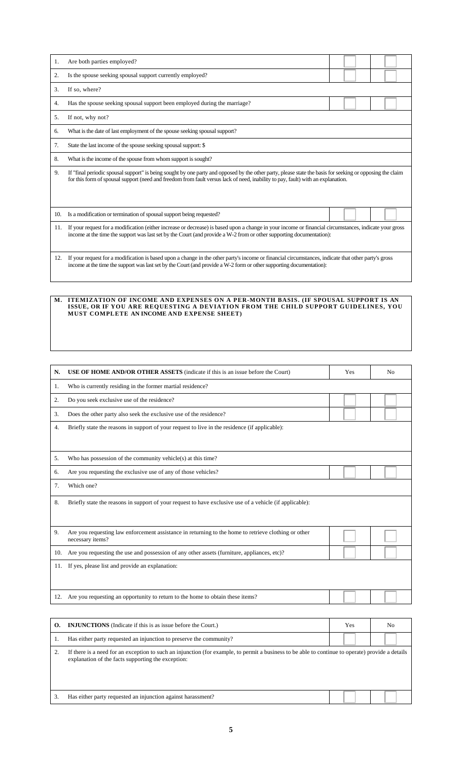| | | | |
|---|---|---|---|
| 1. | Are both parties employed? | | |
| 2. | Is the spouse seeking spousal support currently employed? | | |
| 3. | If so, where? | | |
| 4. | Has the spouse seeking spousal support been employed during the marriage? | | |
| 5. | If not, why not? | | |
| 6. | What is the date of last employment of the spouse seeking spousal support? | | |
| 7. | State the last income of the spouse seeking spousal support: $ | | |
| 8. | What is the income of the spouse from whom support is sought? | | |
| 9. | If "final periodic spousal support" is being sought by one party and opposed by the other party, please state the basis for seeking or opposing the claim for this form of spousal support (need and freedom from fault versus lack of need, inability to pay, fault) with an explanation. | | |
| 10. | Is a modification or termination of spousal support being requested? | | |
| 11. | If your request for a modification (either increase or decrease) is based upon a change in your income or financial circumstances, indicate your gross income at the time the support was last set by the Court (and provide a W-2 from or other supporting documentation): | | |
| 12. | If your request for a modification is based upon a change in the other party's income or financial circumstances, indicate that other party's gross income at the time the support was last set by the Court (and provide a W-2 form or other supporting documentation): | | |

**M. ITEMIZATION OF INCOME AND EXPENSES ON A PER-MONTH BASIS. (IF SPOUSAL SUPPORT IS AN ISSUE, OR IF YOU ARE REQUESTING A DEVIATION FROM THE CHILD SUPPORT GUIDELINES, YOU MUST COMPLETE AN INCOME AND EXPENSE SHEET)**

| N. | USE OF HOME AND/OR OTHER ASSETS (indicate if this is an issue before the Court) | Yes | No |
|---|---|---|---|
| 1. | Who is currently residing in the former martial residence? | | |
| 2. | Do you seek exclusive use of the residence? | | |
| 3. | Does the other party also seek the exclusive use of the residence? | | |
| 4. | Briefly state the reasons in support of your request to live in the residence (if applicable): | | |
| 5. | Who has possession of the community vehicle(s) at this time? | | |
| 6. | Are you requesting the exclusive use of any of those vehicles? | | |
| 7. | Which one? | | |
| 8. | Briefly state the reasons in support of your request to have exclusive use of a vehicle (if applicable): | | |
| 9. | Are you requesting law enforcement assistance in returning to the home to retrieve clothing or other necessary items? | | |
| 10. | Are you requesting the use and possession of any other assets (furniture, appliances, etc)? | | |
| 11. | If yes, please list and provide an explanation: | | |
| 12. | Are you requesting an opportunity to return to the home to obtain these items? | | |

| O. | INJUNCTIONS (Indicate if this is as issue before the Court.) | Yes | No |
|---|---|---|---|
| 1. | Has either party requested an injunction to preserve the community? | | |
| 2. | If there is a need for an exception to such an injunction (for example, to permit a business to be able to continue to operate) provide a details explanation of the facts supporting the exception: | | |
| 3. | Has either party requested an injunction against harassment? | | |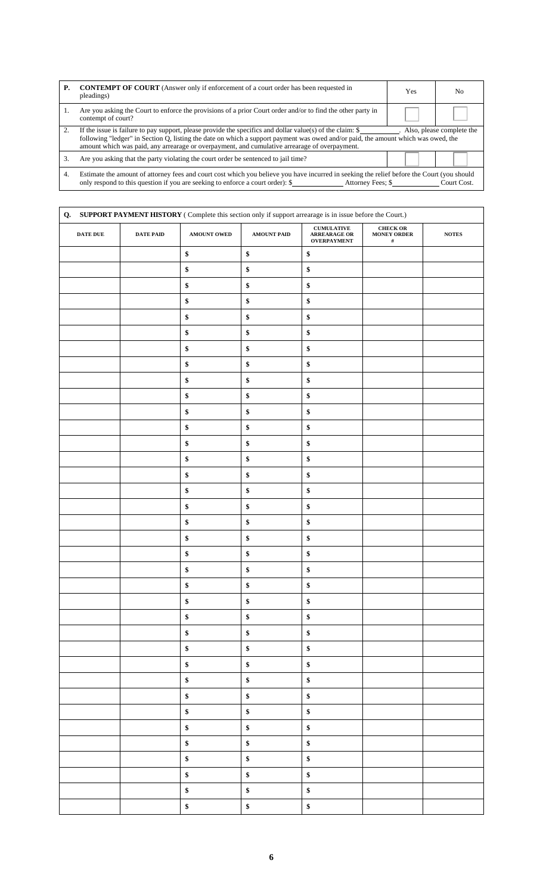| P. | **CONTEMPT OF COURT** (Answer only if enforcement of a court order has been requested in pleadings) | Yes | No |
|---|---|---|---|
| 1. | Are you asking the Court to enforce the provisions of a prior Court order and/or to find the other party in contempt of court? | ☐ | ☐ |
| 2. | If the issue is failure to pay support, please provide the specifics and dollar value(s) of the claim: $\_\_\_\_\_\_\_\_\_\_. Also, please complete the following "ledger" in Section Q, listing the date on which a support payment was owed and/or paid, the amount which was owed, the amount which was paid, any arrearage or overpayment, and cumulative arrearage of overpayment. | | |
| 3. | Are you asking that the party violating the court order be sentenced to jail time? | ☐ | ☐ |
| 4. | Estimate the amount of attorney fees and court cost which you believe you have incurred in seeking the relief before the Court (you should only respond to this question if you are seeking to enforce a court order): $\_\_\_\_\_\_\_\_\_\_ Attorney Fees; $\_\_\_\_\_\_\_\_\_\_ Court Cost. | | |

**Q. SUPPORT PAYMENT HISTORY** ( Complete this section only if support arrearage is in issue before the Court.)

| DATE DUE | DATE PAID | AMOUNT OWED | AMOUNT PAID | CUMULATIVE ARREARAGE OR OVERPAYMENT | CHECK OR MONEY ORDER # | NOTES |
|---|---|---|---|---|---|---|
| | | $ | $ | $ | | |
| | | $ | $ | $ | | |
| | | $ | $ | $ | | |
| | | $ | $ | $ | | |
| | | $ | $ | $ | | |
| | | $ | $ | $ | | |
| | | $ | $ | $ | | |
| | | $ | $ | $ | | |
| | | $ | $ | $ | | |
| | | $ | $ | $ | | |
| | | $ | $ | $ | | |
| | | $ | $ | $ | | |
| | | $ | $ | $ | | |
| | | $ | $ | $ | | |
| | | $ | $ | $ | | |
| | | $ | $ | $ | | |
| | | $ | $ | $ | | |
| | | $ | $ | $ | | |
| | | $ | $ | $ | | |
| | | $ | $ | $ | | |
| | | $ | $ | $ | | |
| | | $ | $ | $ | | |
| | | $ | $ | $ | | |
| | | $ | $ | $ | | |
| | | $ | $ | $ | | |
| | | $ | $ | $ | | |
| | | $ | $ | $ | | |
| | | $ | $ | $ | | |
| | | $ | $ | $ | | |
| | | $ | $ | $ | | |
| | | $ | $ | $ | | |
| | | $ | $ | $ | | |
| | | $ | $ | $ | | |
| | | $ | $ | $ | | |
| | | $ | $ | $ | | |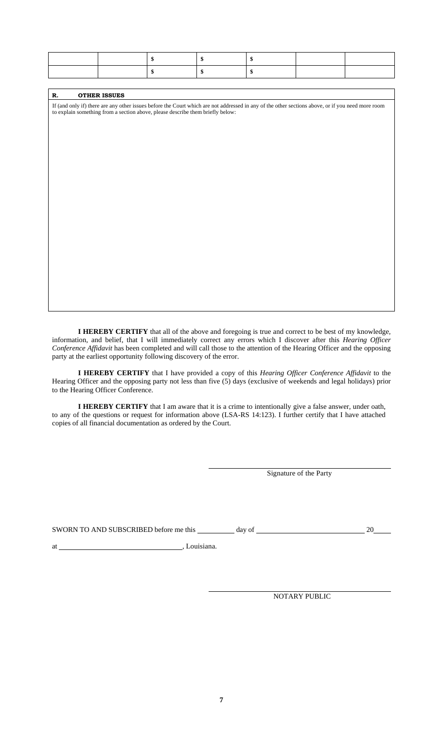| | | | | | | |
|---|---|---|---|---|---|---|
| | | **$** | **$** | **$** | | |
| | | **$** | **$** | **$** | | |

**R. OTHER ISSUES**

If (and only if) there are any other issues before the Court which are not addressed in any of the other sections above, or if you need more room to explain something from a section above, please describe them briefly below:

**I HEREBY CERTIFY** that all of the above and foregoing is true and correct to be best of my knowledge, information, and belief, that I will immediately correct any errors which I discover after this *Hearing Officer Conference Affidavit* has been completed and will call those to the attention of the Hearing Officer and the opposing party at the earliest opportunity following discovery of the error.

**I HEREBY CERTIFY** that I have provided a copy of this *Hearing Officer Conference Affidavit* to the Hearing Officer and the opposing party not less than five (5) days (exclusive of weekends and legal holidays) prior to the Hearing Officer Conference.

**I HEREBY CERTIFY** that I am aware that it is a crime to intentionally give a false answer, under oath, to any of the questions or request for information above (LSA-RS 14:123). I further certify that I have attached copies of all financial documentation as ordered by the Court.

\_\_\_\_\_\_\_\_\_\_\_\_\_\_\_\_\_\_\_\_\_\_\_\_\_\_\_\_\_\_\_\_\_\_\_\_\_\_\_\_
Signature of the Party

SWORN TO AND SUBSCRIBED before me this \_\_\_\_\_\_\_\_\_\_ day of \_\_\_\_\_\_\_\_\_\_\_\_\_\_\_\_\_\_\_\_\_\_\_\_\_\_\_\_\_\_ 20\_\_\_\_\_

at \_\_\_\_\_\_\_\_\_\_\_\_\_\_\_\_\_\_\_\_\_\_\_\_\_\_\_\_\_\_\_\_\_\_\_, Louisiana.

\_\_\_\_\_\_\_\_\_\_\_\_\_\_\_\_\_\_\_\_\_\_\_\_\_\_\_\_\_\_\_\_\_\_\_\_\_\_\_\_
NOTARY PUBLIC